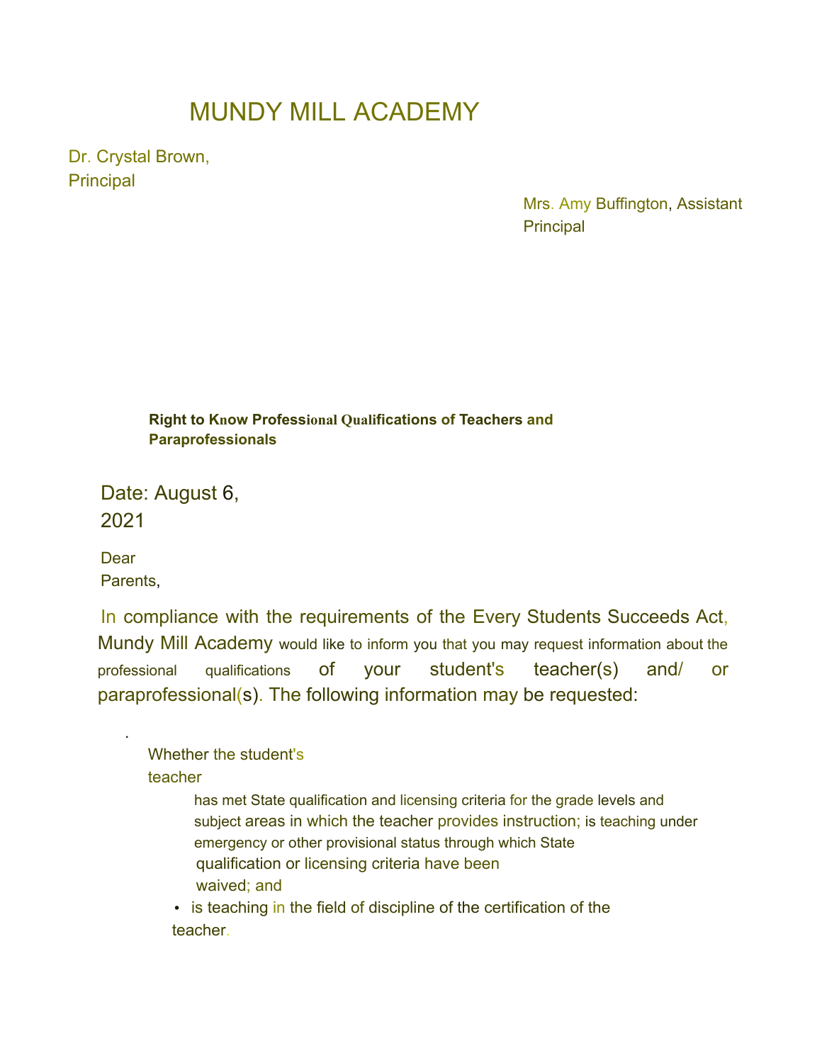# MUNDY MILL ACADEMY

Dr. Crystal Brown, Principal

Mrs. Amy Buffington, Assistant Principal

**Right to Know Professional Qualifications of Teachers and Paraprofessionals**

Date: August 6, 2021

Dear Parents,

In compliance with the requirements of the Every Students Succeeds Act, Mundy Mill Academy would like to inform you that you may request information about the professional qualifications of your student's teacher(s) and/ or paraprofessional(s). The following information may be requested:

- Whether the student's teacher
  - has met State qualification and licensing criteria for the grade levels and subject areas in which the teacher provides instruction; is teaching under emergency or other provisional status through which State qualification or licensing criteria have been waived; and
  - is teaching in the field of discipline of the certification of the teacher.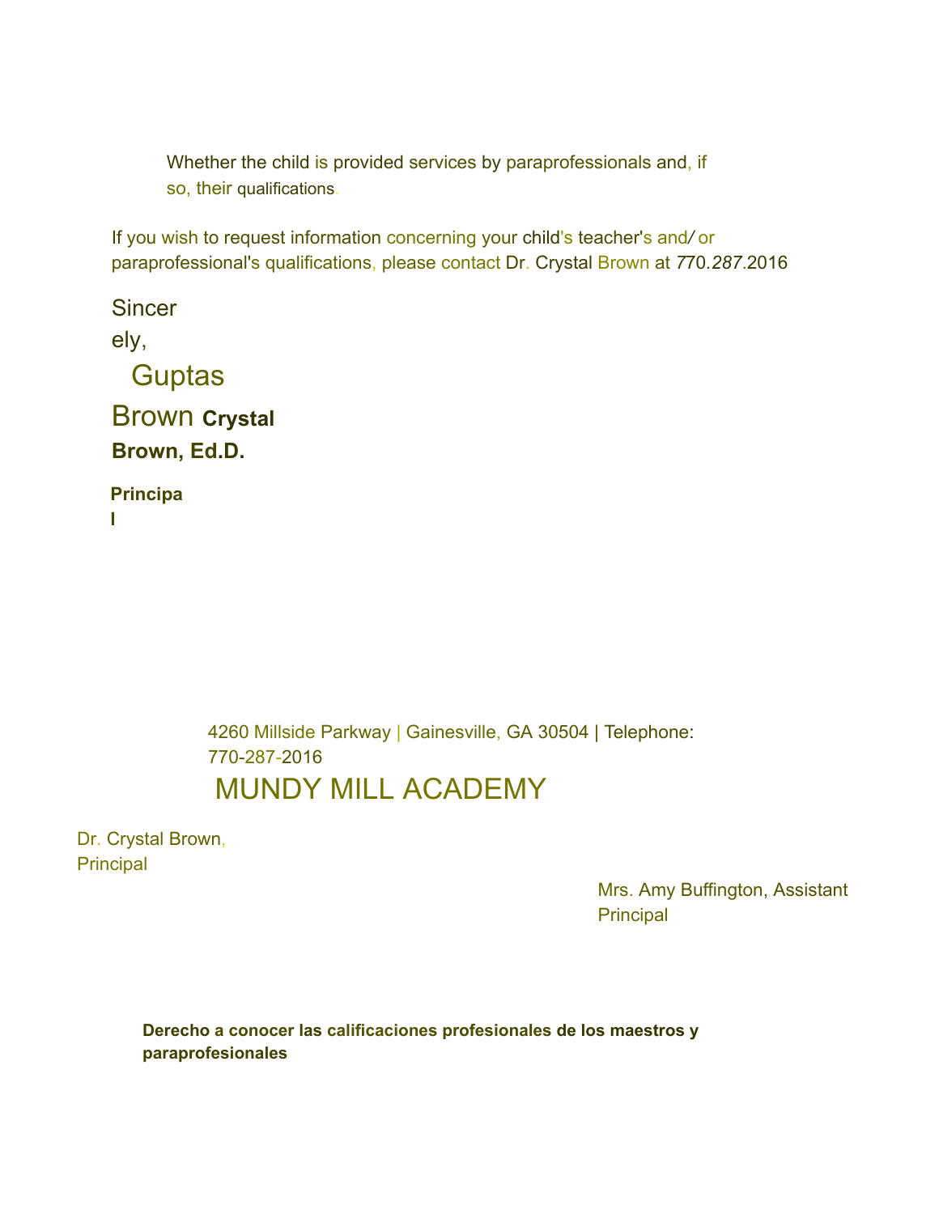Whether the child is provided services by paraprofessionals and, if so, their qualifications.

If you wish to request information concerning your child's teacher's and/ or paraprofessional's qualifications, please contact Dr. Crystal Brown at *770.287*.2016

Sincerely,

Guptas

Brown **Crystal Brown, Ed.D.**

**Principal**

4260 Millside Parkway | Gainesville, GA 30504 | Telephone: 770-287-2016

# MUNDY MILL ACADEMY

Dr. Crystal Brown, Principal

Mrs. Amy Buffington, Assistant Principal

**Derecho a conocer las calificaciones profesionales de los maestros y paraprofesionales**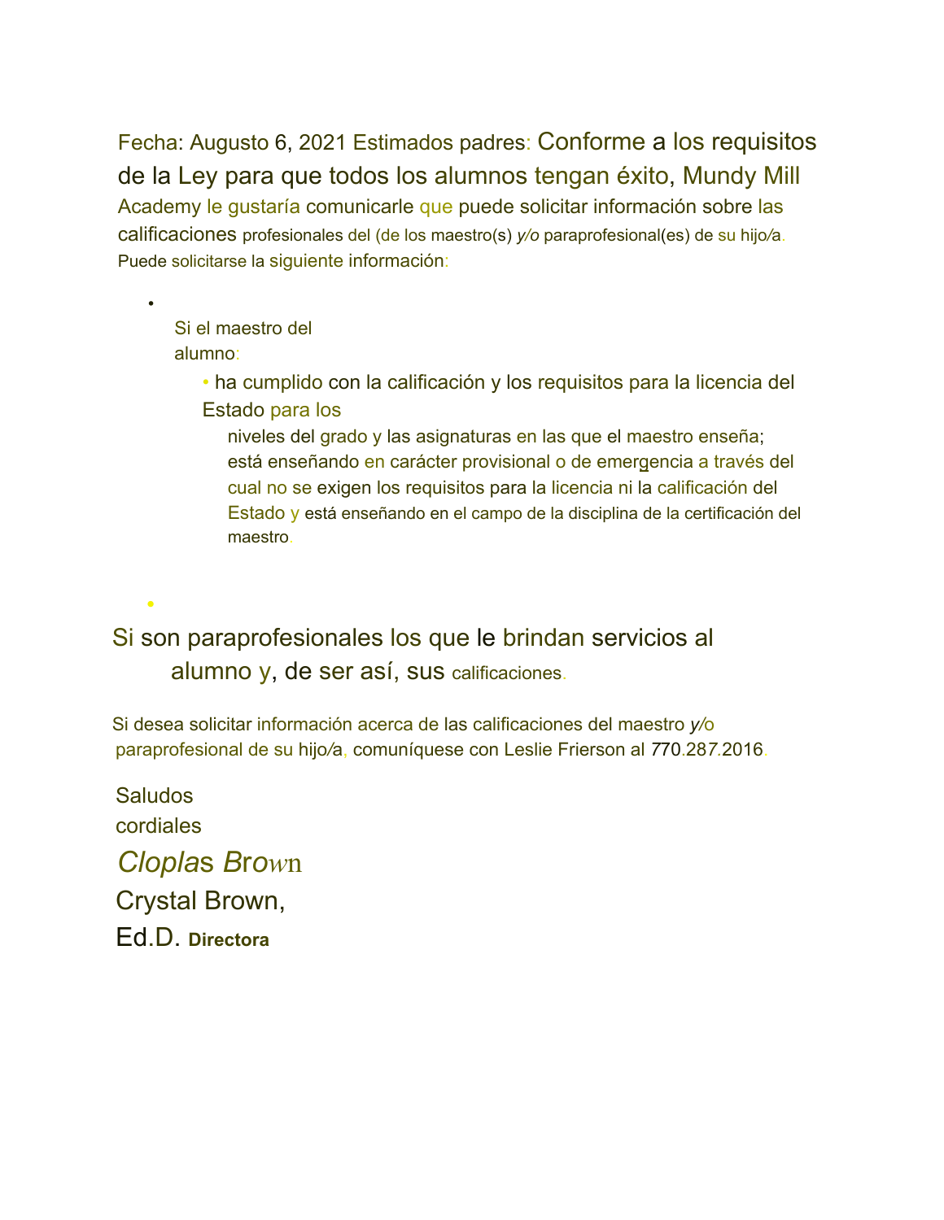Fecha: Augusto 6, 2021 Estimados padres: Conforme a los requisitos de la Ley para que todos los alumnos tengan éxito, Mundy Mill Academy le gustaría comunicarle que puede solicitar información sobre las calificaciones profesionales del (de los maestro(s) y/o paraprofesional(es) de su hijo/a. Puede solicitarse la siguiente información:

- Si el maestro del alumno:
  - ha cumplido con la calificación y los requisitos para la licencia del Estado para los niveles del grado y las asignaturas en las que el maestro enseña; está enseñando en carácter provisional o de emergencia a través del cual no se exigen los requisitos para la licencia ni la calificación del Estado y está enseñando en el campo de la disciplina de la certificación del maestro.
- Si son paraprofesionales los que le brindan servicios al alumno y, de ser así, sus calificaciones.

Si desea solicitar información acerca de las calificaciones del maestro y/o paraprofesional de su hijo/a, comuníquese con Leslie Frierson al 770.287.2016.

Saludos cordiales

*Cloplas Brown*

Crystal Brown, Ed.D. **Directora**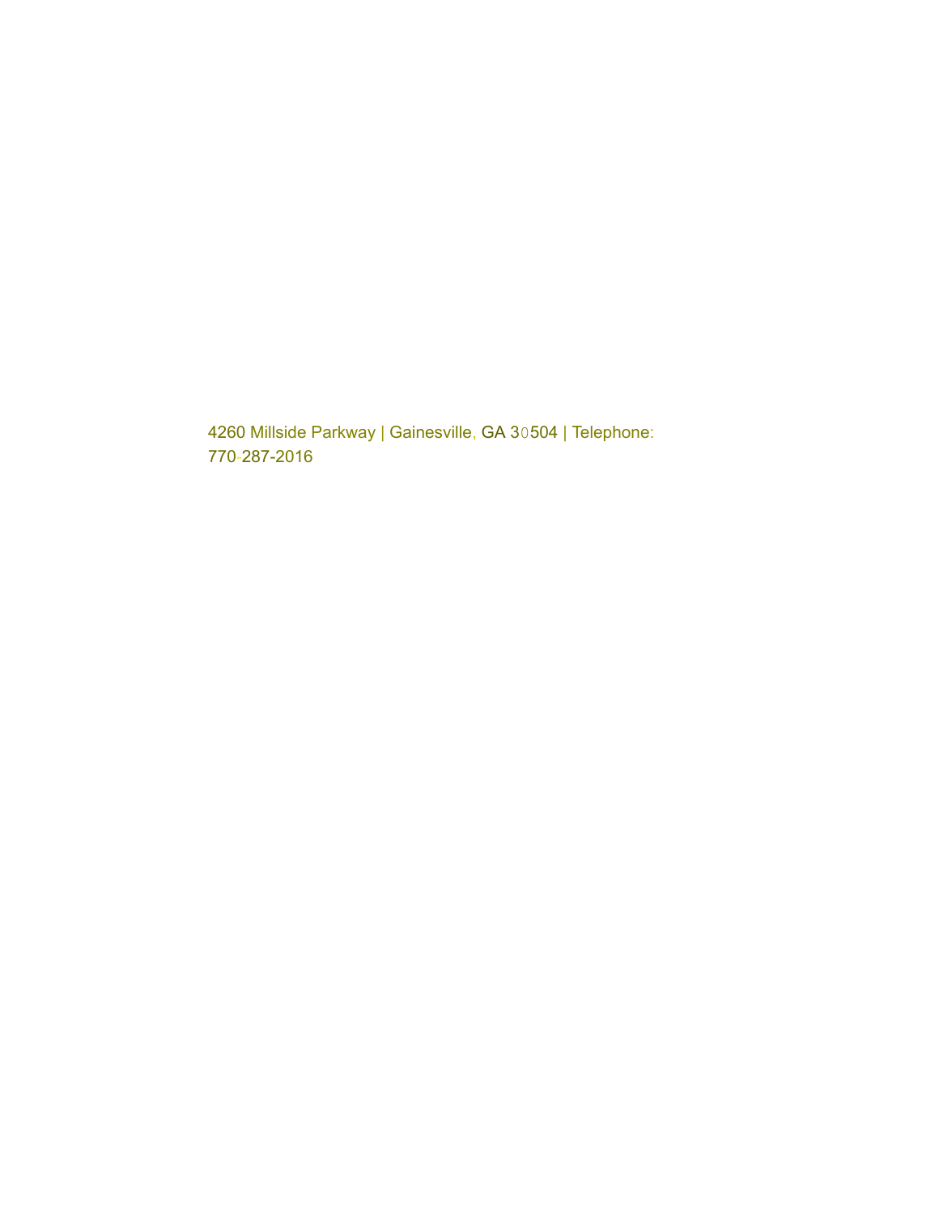4260 Millside Parkway | Gainesville, GA 30504 | Telephone: 770-287-2016